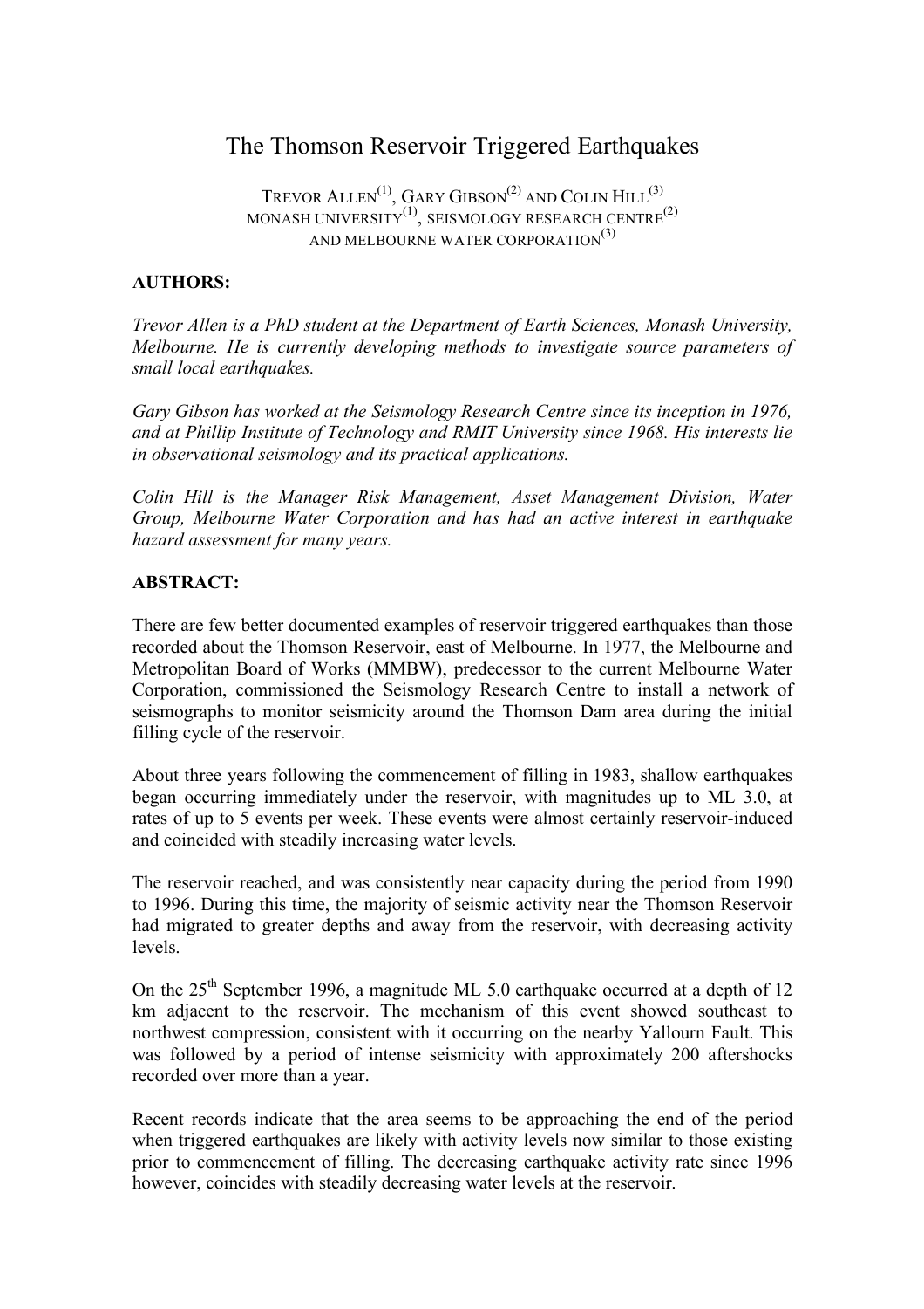# The Thomson Reservoir Triggered Earthquakes

TREVOR ALLEN[1], GARY GIBSON[2] AND COLIN HILL[3]
MONASH UNIVERSITY[1], SEISMOLOGY RESEARCH CENTRE[2]
AND MELBOURNE WATER CORPORATION[3]

**AUTHORS:**

*Trevor Allen is a PhD student at the Department of Earth Sciences, Monash University, Melbourne. He is currently developing methods to investigate source parameters of small local earthquakes.*

*Gary Gibson has worked at the Seismology Research Centre since its inception in 1976, and at Phillip Institute of Technology and RMIT University since 1968. His interests lie in observational seismology and its practical applications.*

*Colin Hill is the Manager Risk Management, Asset Management Division, Water Group, Melbourne Water Corporation and has had an active interest in earthquake hazard assessment for many years.*

**ABSTRACT:**

There are few better documented examples of reservoir triggered earthquakes than those recorded about the Thomson Reservoir, east of Melbourne. In 1977, the Melbourne and Metropolitan Board of Works (MMBW), predecessor to the current Melbourne Water Corporation, commissioned the Seismology Research Centre to install a network of seismographs to monitor seismicity around the Thomson Dam area during the initial filling cycle of the reservoir.

About three years following the commencement of filling in 1983, shallow earthquakes began occurring immediately under the reservoir, with magnitudes up to ML 3.0, at rates of up to 5 events per week. These events were almost certainly reservoir-induced and coincided with steadily increasing water levels.

The reservoir reached, and was consistently near capacity during the period from 1990 to 1996. During this time, the majority of seismic activity near the Thomson Reservoir had migrated to greater depths and away from the reservoir, with decreasing activity levels.

On the 25th September 1996, a magnitude ML 5.0 earthquake occurred at a depth of 12 km adjacent to the reservoir. The mechanism of this event showed southeast to northwest compression, consistent with it occurring on the nearby Yallourn Fault. This was followed by a period of intense seismicity with approximately 200 aftershocks recorded over more than a year.

Recent records indicate that the area seems to be approaching the end of the period when triggered earthquakes are likely with activity levels now similar to those existing prior to commencement of filling. The decreasing earthquake activity rate since 1996 however, coincides with steadily decreasing water levels at the reservoir.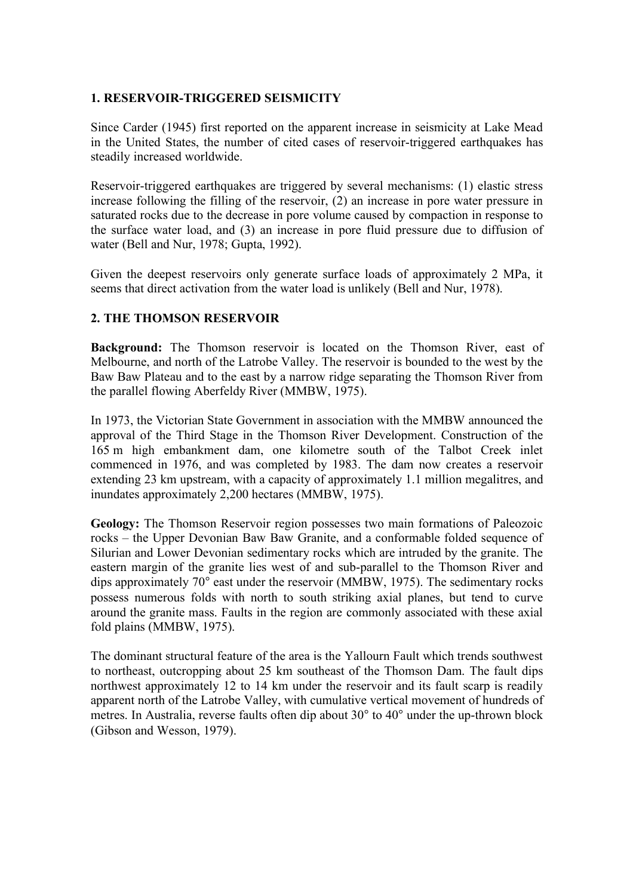## 1. RESERVOIR-TRIGGERED SEISMICITY

Since Carder (1945) first reported on the apparent increase in seismicity at Lake Mead in the United States, the number of cited cases of reservoir-triggered earthquakes has steadily increased worldwide.

Reservoir-triggered earthquakes are triggered by several mechanisms: (1) elastic stress increase following the filling of the reservoir, (2) an increase in pore water pressure in saturated rocks due to the decrease in pore volume caused by compaction in response to the surface water load, and (3) an increase in pore fluid pressure due to diffusion of water (Bell and Nur, 1978; Gupta, 1992).

Given the deepest reservoirs only generate surface loads of approximately 2 MPa, it seems that direct activation from the water load is unlikely (Bell and Nur, 1978).

## 2. THE THOMSON RESERVOIR

**Background:** The Thomson reservoir is located on the Thomson River, east of Melbourne, and north of the Latrobe Valley. The reservoir is bounded to the west by the Baw Baw Plateau and to the east by a narrow ridge separating the Thomson River from the parallel flowing Aberfeldy River (MMBW, 1975).

In 1973, the Victorian State Government in association with the MMBW announced the approval of the Third Stage in the Thomson River Development. Construction of the 165 m high embankment dam, one kilometre south of the Talbot Creek inlet commenced in 1976, and was completed by 1983. The dam now creates a reservoir extending 23 km upstream, with a capacity of approximately 1.1 million megalitres, and inundates approximately 2,200 hectares (MMBW, 1975).

**Geology:** The Thomson Reservoir region possesses two main formations of Paleozoic rocks – the Upper Devonian Baw Baw Granite, and a conformable folded sequence of Silurian and Lower Devonian sedimentary rocks which are intruded by the granite. The eastern margin of the granite lies west of and sub-parallel to the Thomson River and dips approximately 70° east under the reservoir (MMBW, 1975). The sedimentary rocks possess numerous folds with north to south striking axial planes, but tend to curve around the granite mass. Faults in the region are commonly associated with these axial fold plains (MMBW, 1975).

The dominant structural feature of the area is the Yallourn Fault which trends southwest to northeast, outcropping about 25 km southeast of the Thomson Dam. The fault dips northwest approximately 12 to 14 km under the reservoir and its fault scarp is readily apparent north of the Latrobe Valley, with cumulative vertical movement of hundreds of metres. In Australia, reverse faults often dip about 30° to 40° under the up-thrown block (Gibson and Wesson, 1979).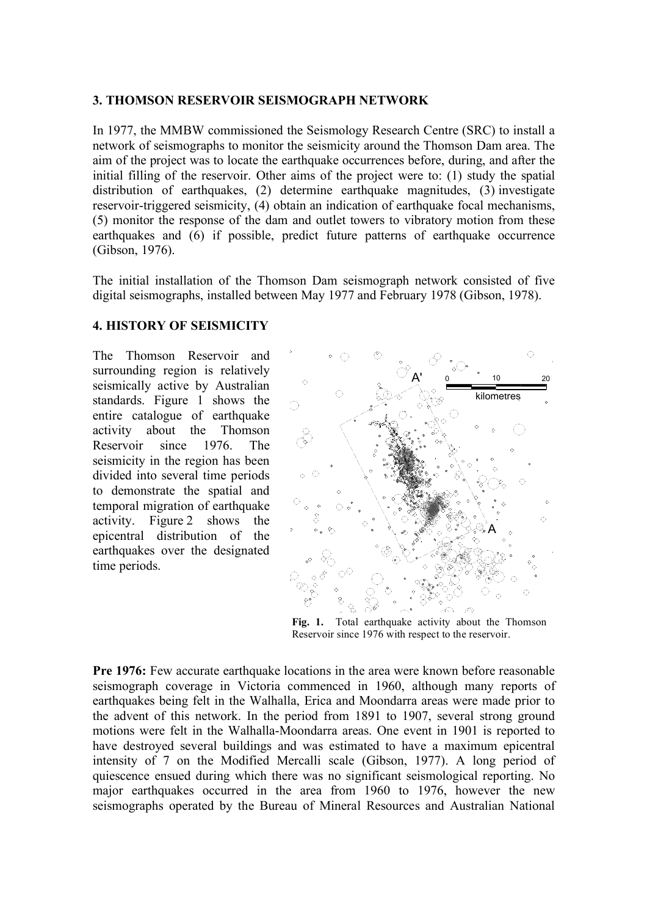## 3. THOMSON RESERVOIR SEISMOGRAPH NETWORK

In 1977, the MMBW commissioned the Seismology Research Centre (SRC) to install a network of seismographs to monitor the seismicity around the Thomson Dam area. The aim of the project was to locate the earthquake occurrences before, during, and after the initial filling of the reservoir. Other aims of the project were to: (1) study the spatial distribution of earthquakes, (2) determine earthquake magnitudes, (3) investigate reservoir-triggered seismicity, (4) obtain an indication of earthquake focal mechanisms, (5) monitor the response of the dam and outlet towers to vibratory motion from these earthquakes and (6) if possible, predict future patterns of earthquake occurrence (Gibson, 1976).

The initial installation of the Thomson Dam seismograph network consisted of five digital seismographs, installed between May 1977 and February 1978 (Gibson, 1978).

## 4. HISTORY OF SEISMICITY

The Thomson Reservoir and surrounding region is relatively seismically active by Australian standards. Figure 1 shows the entire catalogue of earthquake activity about the Thomson Reservoir since 1976. The seismicity in the region has been divided into several time periods to demonstrate the spatial and temporal migration of earthquake activity. Figure 2 shows the epicentral distribution of the earthquakes over the designated time periods.

**Fig. 1.** Total earthquake activity about the Thomson Reservoir since 1976 with respect to the reservoir.

**Pre 1976:** Few accurate earthquake locations in the area were known before reasonable seismograph coverage in Victoria commenced in 1960, although many reports of earthquakes being felt in the Walhalla, Erica and Moondarra areas were made prior to the advent of this network. In the period from 1891 to 1907, several strong ground motions were felt in the Walhalla-Moondarra areas. One event in 1901 is reported to have destroyed several buildings and was estimated to have a maximum epicentral intensity of 7 on the Modified Mercalli scale (Gibson, 1977). A long period of quiescence ensued during which there was no significant seismological reporting. No major earthquakes occurred in the area from 1960 to 1976, however the new seismographs operated by the Bureau of Mineral Resources and Australian National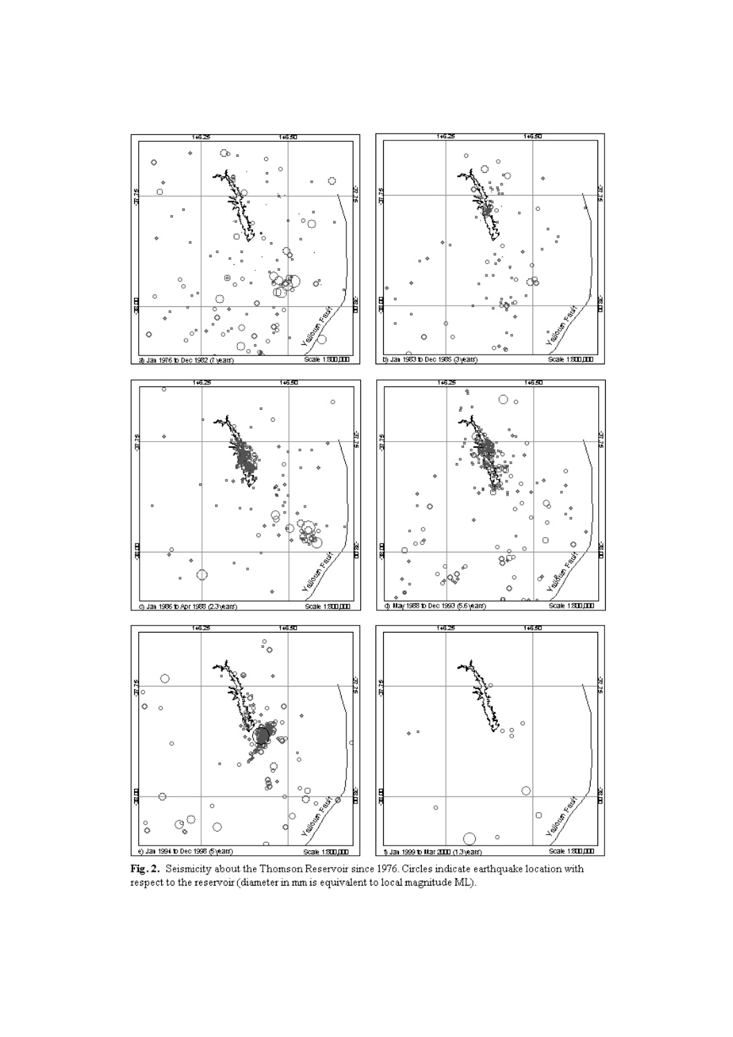**Fig. 2.** Seismicity about the Thomson Reservoir since 1976. Circles indicate earthquake location with respect to the reservoir (diameter in mm is equivalent to local magnitude ML).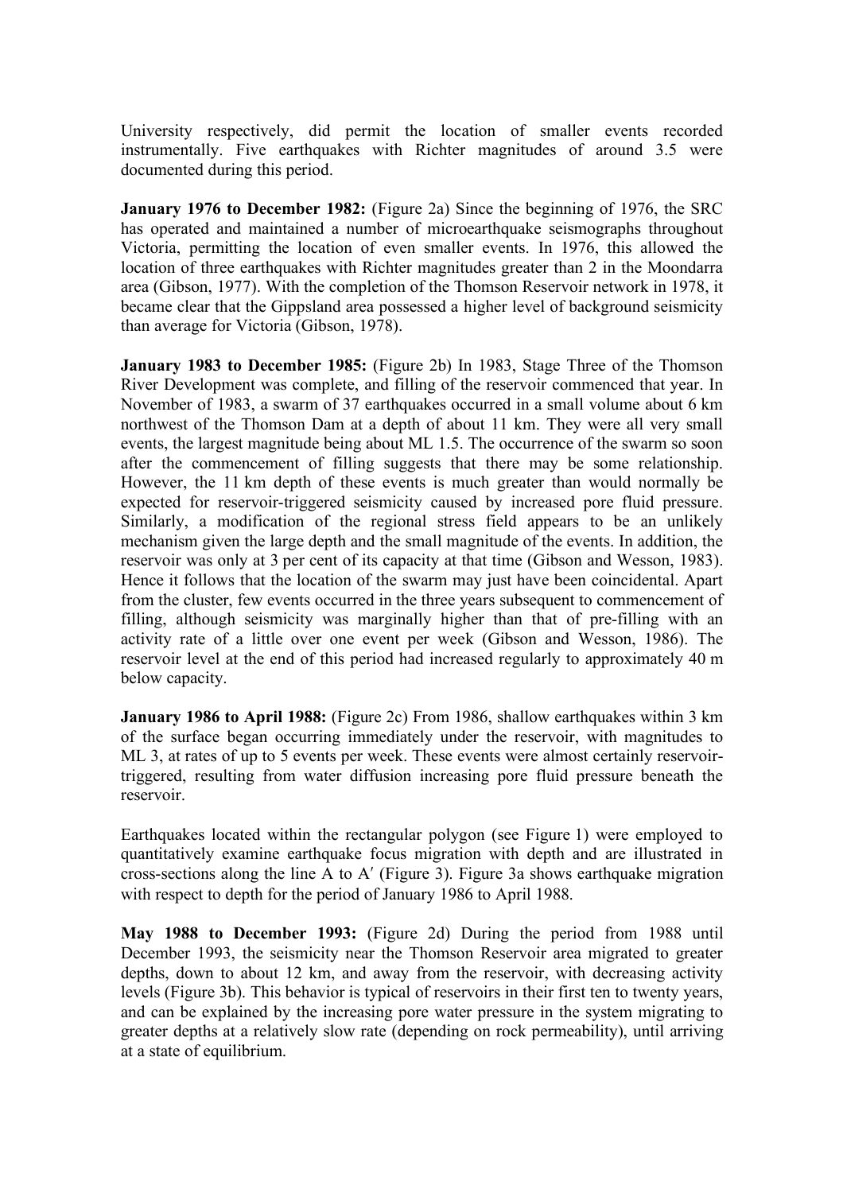University respectively, did permit the location of smaller events recorded instrumentally. Five earthquakes with Richter magnitudes of around 3.5 were documented during this period.

**January 1976 to December 1982:** (Figure 2a) Since the beginning of 1976, the SRC has operated and maintained a number of microearthquake seismographs throughout Victoria, permitting the location of even smaller events. In 1976, this allowed the location of three earthquakes with Richter magnitudes greater than 2 in the Moondarra area (Gibson, 1977). With the completion of the Thomson Reservoir network in 1978, it became clear that the Gippsland area possessed a higher level of background seismicity than average for Victoria (Gibson, 1978).

**January 1983 to December 1985:** (Figure 2b) In 1983, Stage Three of the Thomson River Development was complete, and filling of the reservoir commenced that year. In November of 1983, a swarm of 37 earthquakes occurred in a small volume about 6 km northwest of the Thomson Dam at a depth of about 11 km. They were all very small events, the largest magnitude being about ML 1.5. The occurrence of the swarm so soon after the commencement of filling suggests that there may be some relationship. However, the 11 km depth of these events is much greater than would normally be expected for reservoir-triggered seismicity caused by increased pore fluid pressure. Similarly, a modification of the regional stress field appears to be an unlikely mechanism given the large depth and the small magnitude of the events. In addition, the reservoir was only at 3 per cent of its capacity at that time (Gibson and Wesson, 1983). Hence it follows that the location of the swarm may just have been coincidental. Apart from the cluster, few events occurred in the three years subsequent to commencement of filling, although seismicity was marginally higher than that of pre-filling with an activity rate of a little over one event per week (Gibson and Wesson, 1986). The reservoir level at the end of this period had increased regularly to approximately 40 m below capacity.

**January 1986 to April 1988:** (Figure 2c) From 1986, shallow earthquakes within 3 km of the surface began occurring immediately under the reservoir, with magnitudes to ML 3, at rates of up to 5 events per week. These events were almost certainly reservoir-triggered, resulting from water diffusion increasing pore fluid pressure beneath the reservoir.

Earthquakes located within the rectangular polygon (see Figure 1) were employed to quantitatively examine earthquake focus migration with depth and are illustrated in cross-sections along the line A to A′ (Figure 3). Figure 3a shows earthquake migration with respect to depth for the period of January 1986 to April 1988.

**May 1988 to December 1993:** (Figure 2d) During the period from 1988 until December 1993, the seismicity near the Thomson Reservoir area migrated to greater depths, down to about 12 km, and away from the reservoir, with decreasing activity levels (Figure 3b). This behavior is typical of reservoirs in their first ten to twenty years, and can be explained by the increasing pore water pressure in the system migrating to greater depths at a relatively slow rate (depending on rock permeability), until arriving at a state of equilibrium.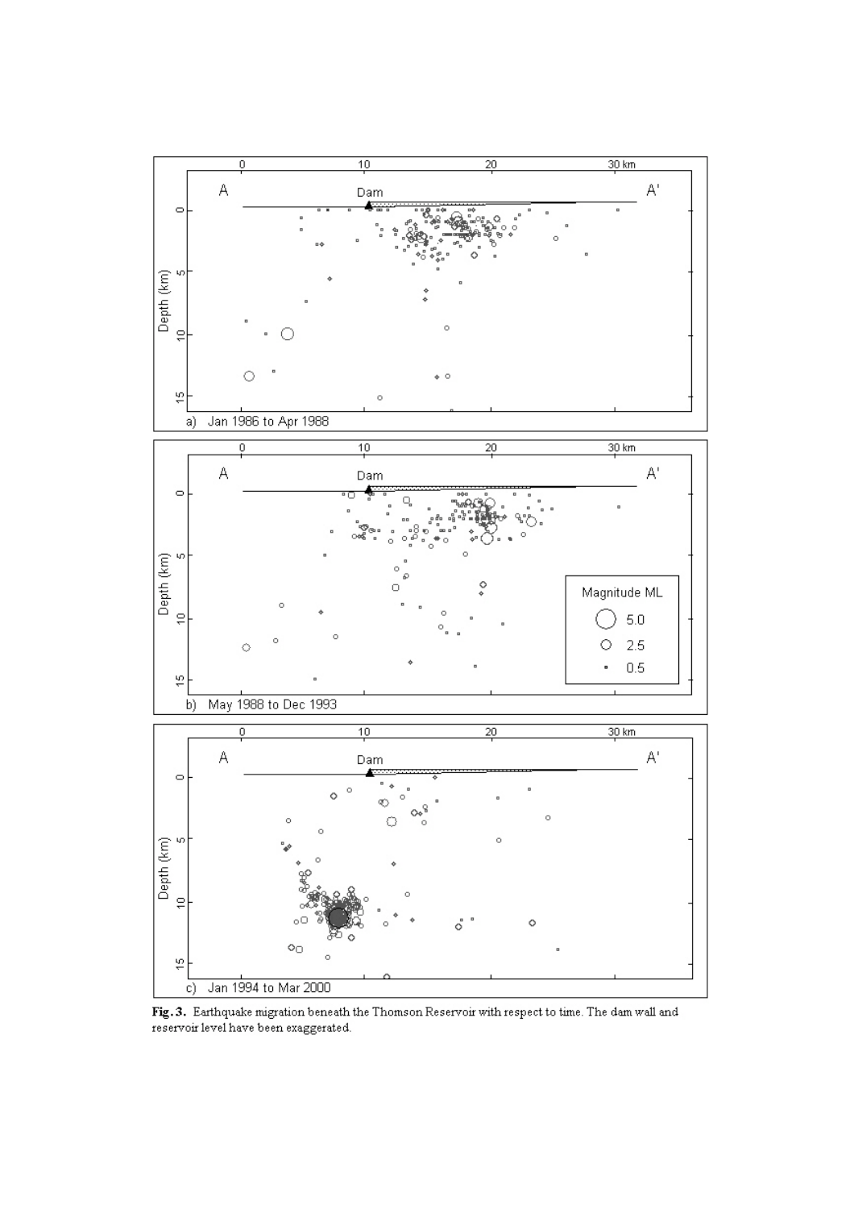**Fig. 3.** Earthquake migration beneath the Thomson Reservoir with respect to time. The dam wall and reservoir level have been exaggerated.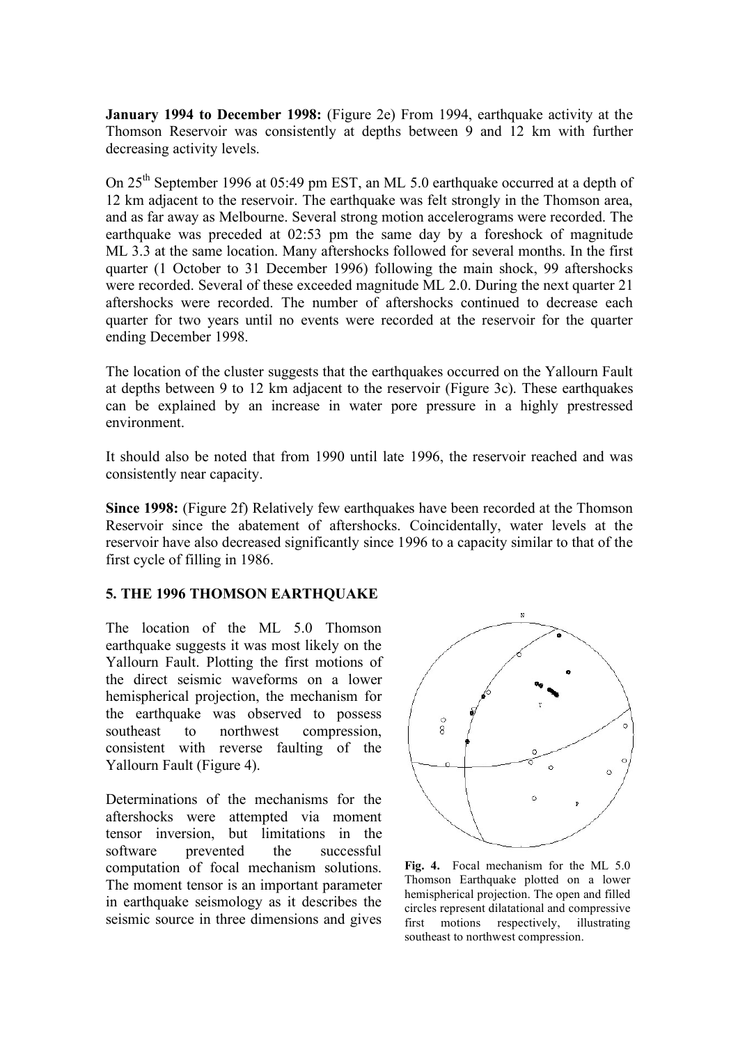**January 1994 to December 1998:** (Figure 2e) From 1994, earthquake activity at the Thomson Reservoir was consistently at depths between 9 and 12 km with further decreasing activity levels.

On 25th September 1996 at 05:49 pm EST, an ML 5.0 earthquake occurred at a depth of 12 km adjacent to the reservoir. The earthquake was felt strongly in the Thomson area, and as far away as Melbourne. Several strong motion accelerograms were recorded. The earthquake was preceded at 02:53 pm the same day by a foreshock of magnitude ML 3.3 at the same location. Many aftershocks followed for several months. In the first quarter (1 October to 31 December 1996) following the main shock, 99 aftershocks were recorded. Several of these exceeded magnitude ML 2.0. During the next quarter 21 aftershocks were recorded. The number of aftershocks continued to decrease each quarter for two years until no events were recorded at the reservoir for the quarter ending December 1998.

The location of the cluster suggests that the earthquakes occurred on the Yallourn Fault at depths between 9 to 12 km adjacent to the reservoir (Figure 3c). These earthquakes can be explained by an increase in water pore pressure in a highly prestressed environment.

It should also be noted that from 1990 until late 1996, the reservoir reached and was consistently near capacity.

**Since 1998:** (Figure 2f) Relatively few earthquakes have been recorded at the Thomson Reservoir since the abatement of aftershocks. Coincidentally, water levels at the reservoir have also decreased significantly since 1996 to a capacity similar to that of the first cycle of filling in 1986.

## 5. THE 1996 THOMSON EARTHQUAKE

The location of the ML 5.0 Thomson earthquake suggests it was most likely on the Yallourn Fault. Plotting the first motions of the direct seismic waveforms on a lower hemispherical projection, the mechanism for the earthquake was observed to possess southeast to northwest compression, consistent with reverse faulting of the Yallourn Fault (Figure 4).

Determinations of the mechanisms for the aftershocks were attempted via moment tensor inversion, but limitations in the software prevented the successful computation of focal mechanism solutions. The moment tensor is an important parameter in earthquake seismology as it describes the seismic source in three dimensions and gives

**Fig. 4.** Focal mechanism for the ML 5.0 Thomson Earthquake plotted on a lower hemispherical projection. The open and filled circles represent dilatational and compressive first motions respectively, illustrating southeast to northwest compression.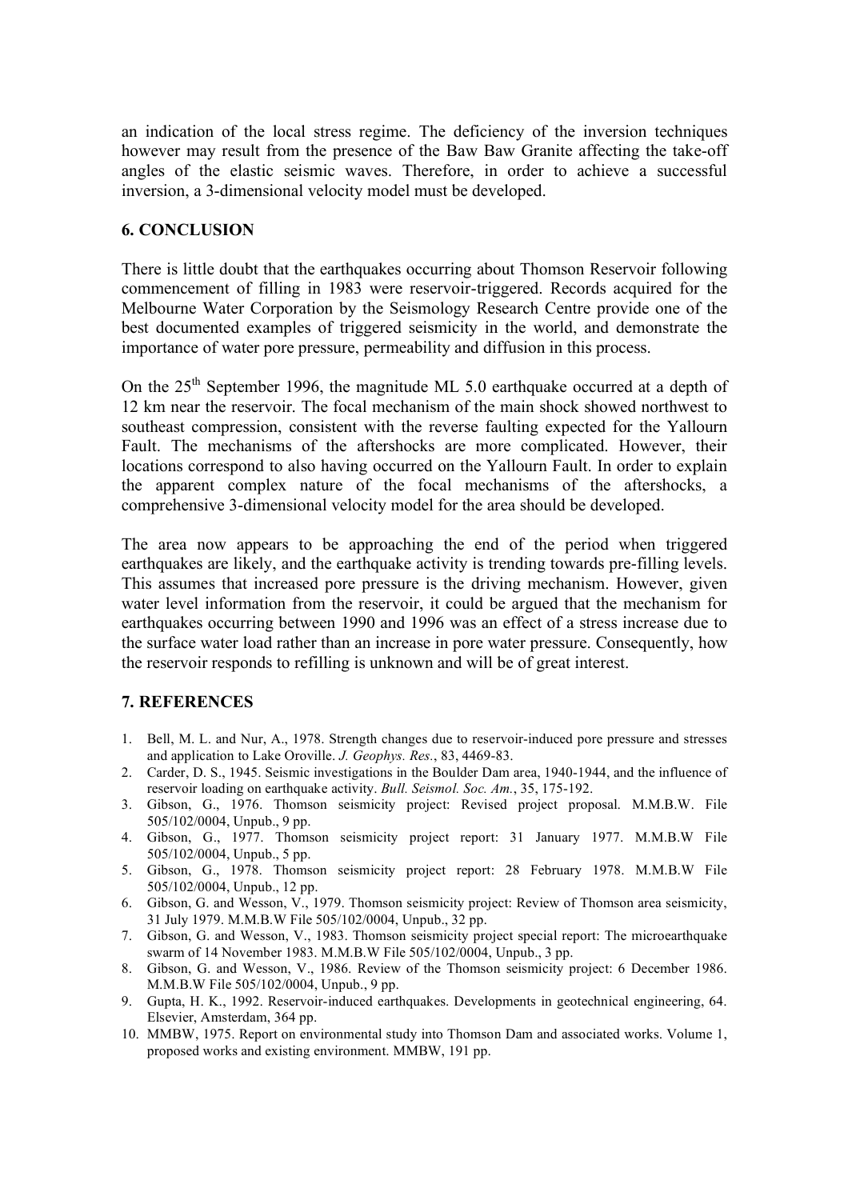an indication of the local stress regime. The deficiency of the inversion techniques however may result from the presence of the Baw Baw Granite affecting the take-off angles of the elastic seismic waves. Therefore, in order to achieve a successful inversion, a 3-dimensional velocity model must be developed.

## 6. CONCLUSION

There is little doubt that the earthquakes occurring about Thomson Reservoir following commencement of filling in 1983 were reservoir-triggered. Records acquired for the Melbourne Water Corporation by the Seismology Research Centre provide one of the best documented examples of triggered seismicity in the world, and demonstrate the importance of water pore pressure, permeability and diffusion in this process.

On the 25th September 1996, the magnitude ML 5.0 earthquake occurred at a depth of 12 km near the reservoir. The focal mechanism of the main shock showed northwest to southeast compression, consistent with the reverse faulting expected for the Yallourn Fault. The mechanisms of the aftershocks are more complicated. However, their locations correspond to also having occurred on the Yallourn Fault. In order to explain the apparent complex nature of the focal mechanisms of the aftershocks, a comprehensive 3-dimensional velocity model for the area should be developed.

The area now appears to be approaching the end of the period when triggered earthquakes are likely, and the earthquake activity is trending towards pre-filling levels. This assumes that increased pore pressure is the driving mechanism. However, given water level information from the reservoir, it could be argued that the mechanism for earthquakes occurring between 1990 and 1996 was an effect of a stress increase due to the surface water load rather than an increase in pore water pressure. Consequently, how the reservoir responds to refilling is unknown and will be of great interest.

## 7. REFERENCES

1. Bell, M. L. and Nur, A., 1978. Strength changes due to reservoir-induced pore pressure and stresses and application to Lake Oroville. *J. Geophys. Res.*, 83, 4469-83.
2. Carder, D. S., 1945. Seismic investigations in the Boulder Dam area, 1940-1944, and the influence of reservoir loading on earthquake activity. *Bull. Seismol. Soc. Am.*, 35, 175-192.
3. Gibson, G., 1976. Thomson seismicity project: Revised project proposal. M.M.B.W. File 505/102/0004, Unpub., 9 pp.
4. Gibson, G., 1977. Thomson seismicity project report: 31 January 1977. M.M.B.W File 505/102/0004, Unpub., 5 pp.
5. Gibson, G., 1978. Thomson seismicity project report: 28 February 1978. M.M.B.W File 505/102/0004, Unpub., 12 pp.
6. Gibson, G. and Wesson, V., 1979. Thomson seismicity project: Review of Thomson area seismicity, 31 July 1979. M.M.B.W File 505/102/0004, Unpub., 32 pp.
7. Gibson, G. and Wesson, V., 1983. Thomson seismicity project special report: The microearthquake swarm of 14 November 1983. M.M.B.W File 505/102/0004, Unpub., 3 pp.
8. Gibson, G. and Wesson, V., 1986. Review of the Thomson seismicity project: 6 December 1986. M.M.B.W File 505/102/0004, Unpub., 9 pp.
9. Gupta, H. K., 1992. Reservoir-induced earthquakes. Developments in geotechnical engineering, 64. Elsevier, Amsterdam, 364 pp.
10. MMBW, 1975. Report on environmental study into Thomson Dam and associated works. Volume 1, proposed works and existing environment. MMBW, 191 pp.